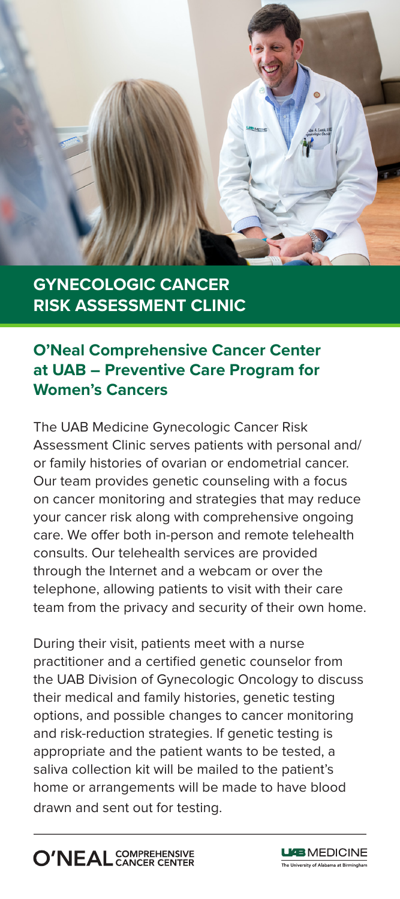# GYNECOLOGIC CANCER RISK ASSESSMENT CLINIC

## O'Neal Comprehensive Cancer Center at UAB – Preventive Care Program for Women's Cancers

The UAB Medicine Gynecologic Cancer Risk Assessment Clinic serves patients with personal and/or family histories of ovarian or endometrial cancer. Our team provides genetic counseling with a focus on cancer monitoring and strategies that may reduce your cancer risk along with comprehensive ongoing care. We offer both in-person and remote telehealth consults. Our telehealth services are provided through the Internet and a webcam or over the telephone, allowing patients to visit with their care team from the privacy and security of their own home.

During their visit, patients meet with a nurse practitioner and a certified genetic counselor from the UAB Division of Gynecologic Oncology to discuss their medical and family histories, genetic testing options, and possible changes to cancer monitoring and risk-reduction strategies. If genetic testing is appropriate and the patient wants to be tested, a saliva collection kit will be mailed to the patient's home or arrangements will be made to have blood drawn and sent out for testing.

O'NEAL COMPREHENSIVE CANCER CENTER

UAB MEDICINE
The University of Alabama at Birmingham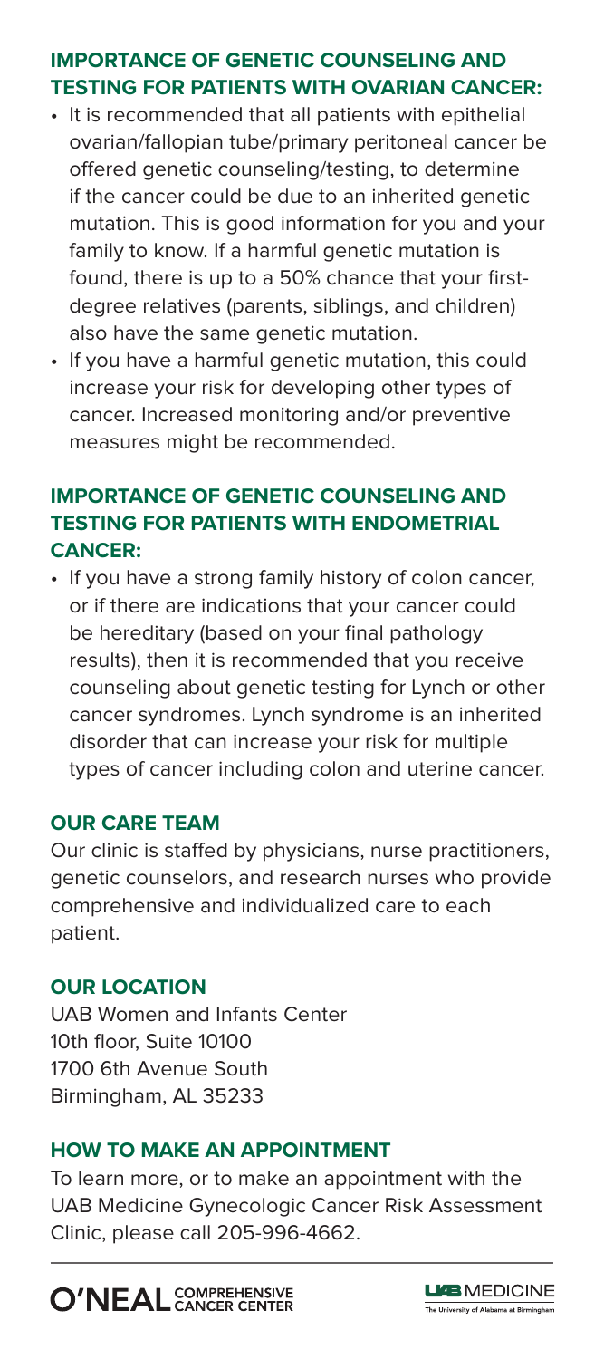## IMPORTANCE OF GENETIC COUNSELING AND TESTING FOR PATIENTS WITH OVARIAN CANCER:

- It is recommended that all patients with epithelial ovarian/fallopian tube/primary peritoneal cancer be offered genetic counseling/testing, to determine if the cancer could be due to an inherited genetic mutation. This is good information for you and your family to know. If a harmful genetic mutation is found, there is up to a 50% chance that your first-degree relatives (parents, siblings, and children) also have the same genetic mutation.
- If you have a harmful genetic mutation, this could increase your risk for developing other types of cancer. Increased monitoring and/or preventive measures might be recommended.

## IMPORTANCE OF GENETIC COUNSELING AND TESTING FOR PATIENTS WITH ENDOMETRIAL CANCER:

- If you have a strong family history of colon cancer, or if there are indications that your cancer could be hereditary (based on your final pathology results), then it is recommended that you receive counseling about genetic testing for Lynch or other cancer syndromes. Lynch syndrome is an inherited disorder that can increase your risk for multiple types of cancer including colon and uterine cancer.

## OUR CARE TEAM

Our clinic is staffed by physicians, nurse practitioners, genetic counselors, and research nurses who provide comprehensive and individualized care to each patient.

## OUR LOCATION

UAB Women and Infants Center
10th floor, Suite 10100
1700 6th Avenue South
Birmingham, AL 35233

## HOW TO MAKE AN APPOINTMENT

To learn more, or to make an appointment with the UAB Medicine Gynecologic Cancer Risk Assessment Clinic, please call 205-996-4662.

O'NEAL COMPREHENSIVE CANCER CENTER

UAB MEDICINE
The University of Alabama at Birmingham